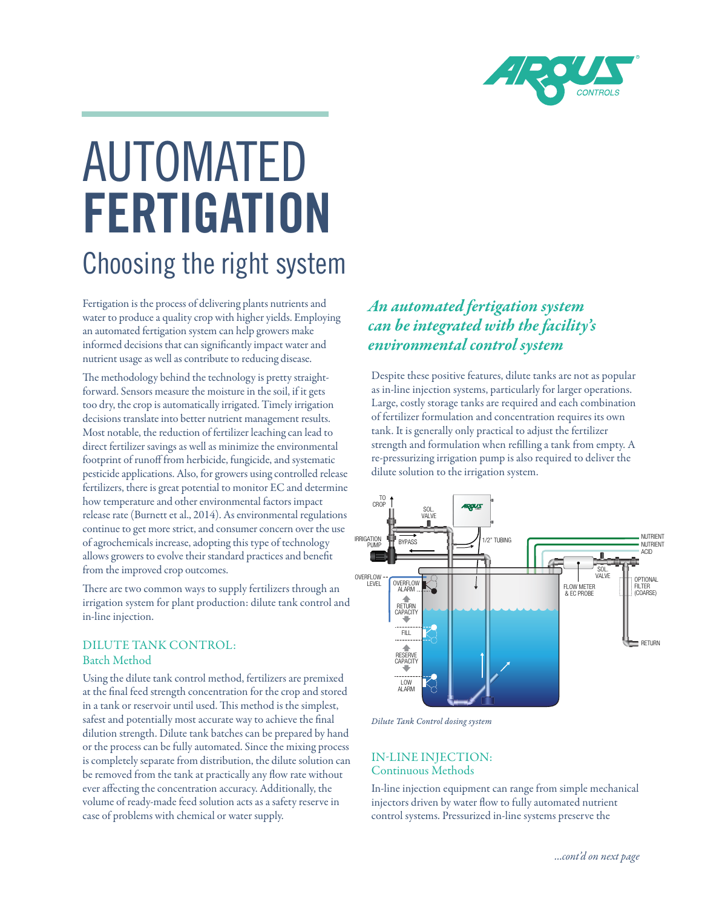# AUTOMATED **FERTIGATION**

## Choosing the right system

Fertigation is the process of delivering plants nutrients and water to produce a quality crop with higher yields. Employing an automated fertigation system can help growers make informed decisions that can significantly impact water and nutrient usage as well as contribute to reducing disease.

The methodology behind the technology is pretty straightforward. Sensors measure the moisture in the soil, if it gets too dry, the crop is automatically irrigated. Timely irrigation decisions translate into better nutrient management results. Most notable, the reduction of fertilizer leaching can lead to direct fertilizer savings as well as minimize the environmental footprint of runoff from herbicide, fungicide, and systematic pesticide applications. Also, for growers using controlled release fertilizers, there is great potential to monitor EC and determine how temperature and other environmental factors impact release rate (Burnett et al., 2014). As environmental regulations continue to get more strict, and consumer concern over the use of agrochemicals increase, adopting this type of technology allows growers to evolve their standard practices and benefit from the improved crop outcomes.

There are two common ways to supply fertilizers through an irrigation system for plant production: dilute tank control and in-line injection.

### DILUTE TANK CONTROL:
### Batch Method

Using the dilute tank control method, fertilizers are premixed at the final feed strength concentration for the crop and stored in a tank or reservoir until used. This method is the simplest, safest and potentially most accurate way to achieve the final dilution strength. Dilute tank batches can be prepared by hand or the process can be fully automated. Since the mixing process is completely separate from distribution, the dilute solution can be removed from the tank at practically any flow rate without ever affecting the concentration accuracy. Additionally, the volume of ready-made feed solution acts as a safety reserve in case of problems with chemical or water supply.

*An automated fertigation system can be integrated with the facility's environmental control system*

Despite these positive features, dilute tanks are not as popular as in-line injection systems, particularly for larger operations. Large, costly storage tanks are required and each combination of fertilizer formulation and concentration requires its own tank. It is generally only practical to adjust the fertilizer strength and formulation when refilling a tank from empty. A re-pressurizing irrigation pump is also required to deliver the dilute solution to the irrigation system.

*Dilute Tank Control dosing system*

### IN-LINE INJECTION:
### Continuous Methods

In-line injection equipment can range from simple mechanical injectors driven by water flow to fully automated nutrient control systems. Pressurized in-line systems preserve the

*...cont'd on next page*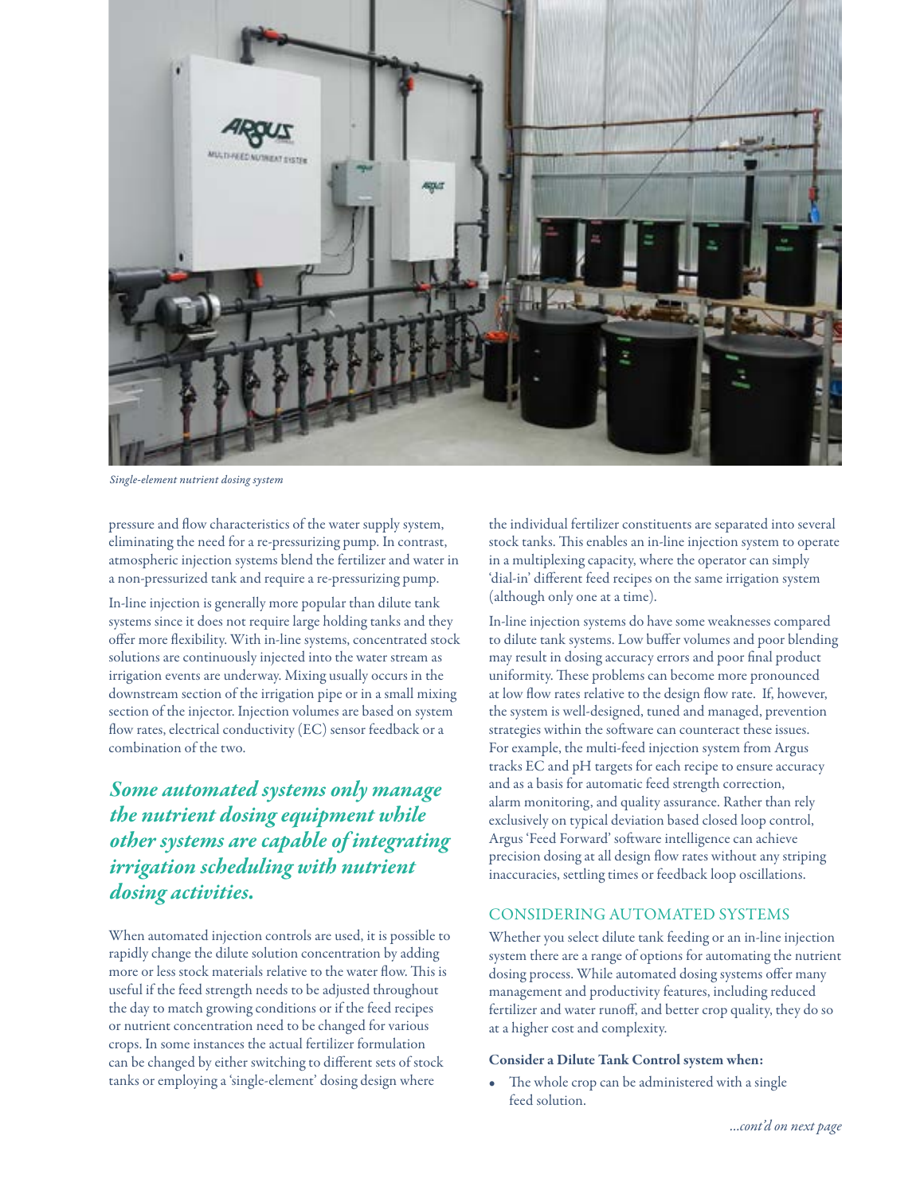*Single-element nutrient dosing system*

pressure and flow characteristics of the water supply system, eliminating the need for a re-pressurizing pump. In contrast, atmospheric injection systems blend the fertilizer and water in a non-pressurized tank and require a re-pressurizing pump.

In-line injection is generally more popular than dilute tank systems since it does not require large holding tanks and they offer more flexibility. With in-line systems, concentrated stock solutions are continuously injected into the water stream as irrigation events are underway. Mixing usually occurs in the downstream section of the irrigation pipe or in a small mixing section of the injector. Injection volumes are based on system flow rates, electrical conductivity (EC) sensor feedback or a combination of the two.

*Some automated systems only manage the nutrient dosing equipment while other systems are capable of integrating irrigation scheduling with nutrient dosing activities.*

When automated injection controls are used, it is possible to rapidly change the dilute solution concentration by adding more or less stock materials relative to the water flow. This is useful if the feed strength needs to be adjusted throughout the day to match growing conditions or if the feed recipes or nutrient concentration need to be changed for various crops. In some instances the actual fertilizer formulation can be changed by either switching to different sets of stock tanks or employing a 'single-element' dosing design where the individual fertilizer constituents are separated into several stock tanks. This enables an in-line injection system to operate in a multiplexing capacity, where the operator can simply 'dial-in' different feed recipes on the same irrigation system (although only one at a time).

In-line injection systems do have some weaknesses compared to dilute tank systems. Low buffer volumes and poor blending may result in dosing accuracy errors and poor final product uniformity. These problems can become more pronounced at low flow rates relative to the design flow rate. If, however, the system is well-designed, tuned and managed, prevention strategies within the software can counteract these issues. For example, the multi-feed injection system from Argus tracks EC and pH targets for each recipe to ensure accuracy and as a basis for automatic feed strength correction, alarm monitoring, and quality assurance. Rather than rely exclusively on typical deviation based closed loop control, Argus 'Feed Forward' software intelligence can achieve precision dosing at all design flow rates without any striping inaccuracies, settling times or feedback loop oscillations.

## CONSIDERING AUTOMATED SYSTEMS

Whether you select dilute tank feeding or an in-line injection system there are a range of options for automating the nutrient dosing process. While automated dosing systems offer many management and productivity features, including reduced fertilizer and water runoff, and better crop quality, they do so at a higher cost and complexity.

**Consider a Dilute Tank Control system when:**

- The whole crop can be administered with a single feed solution.

*...cont'd on next page*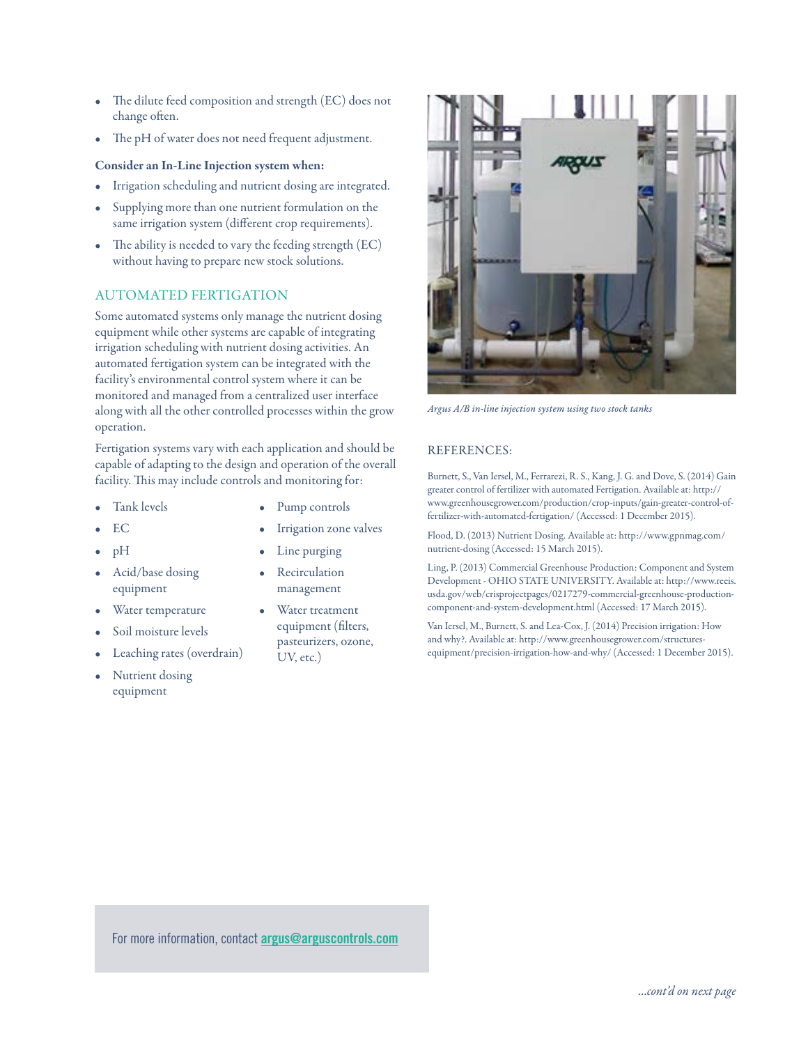- The dilute feed composition and strength (EC) does not change often.
- The pH of water does not need frequent adjustment.

**Consider an In-Line Injection system when:**

- Irrigation scheduling and nutrient dosing are integrated.
- Supplying more than one nutrient formulation on the same irrigation system (different crop requirements).
- The ability is needed to vary the feeding strength (EC) without having to prepare new stock solutions.

## AUTOMATED FERTIGATION

Some automated systems only manage the nutrient dosing equipment while other systems are capable of integrating irrigation scheduling with nutrient dosing activities. An automated fertigation system can be integrated with the facility's environmental control system where it can be monitored and managed from a centralized user interface along with all the other controlled processes within the grow operation.

Fertigation systems vary with each application and should be capable of adapting to the design and operation of the overall facility. This may include controls and monitoring for:

- Tank levels
- EC
- pH
- Acid/base dosing equipment
- Water temperature
- Soil moisture levels
- Leaching rates (overdrain)
- Nutrient dosing equipment
- Pump controls
- Irrigation zone valves
- Line purging
- Recirculation management
- Water treatment equipment (filters, pasteurizers, ozone, UV, etc.)

*Argus A/B in-line injection system using two stock tanks*

## REFERENCES:

Burnett, S., Van Iersel, M., Ferrarezi, R. S., Kang, J. G. and Dove, S. (2014) Gain greater control of fertilizer with automated Fertigation. Available at: http://www.greenhousegrower.com/production/crop-inputs/gain-greater-control-of-fertilizer-with-automated-fertigation/ (Accessed: 1 December 2015).

Flood, D. (2013) Nutrient Dosing. Available at: http://www.gpnmag.com/nutrient-dosing (Accessed: 15 March 2015).

Ling, P. (2013) Commercial Greenhouse Production: Component and System Development - OHIO STATE UNIVERSITY. Available at: http://www.reeis.usda.gov/web/crisprojectpages/0217279-commercial-greenhouse-production-component-and-system-development.html (Accessed: 17 March 2015).

Van Iersel, M., Burnett, S. and Lea-Cox, J. (2014) Precision irrigation: How and why?. Available at: http://www.greenhousegrower.com/structures-equipment/precision-irrigation-how-and-why/ (Accessed: 1 December 2015).

For more information, contact argus@arguscontrols.com

*...cont'd on next page*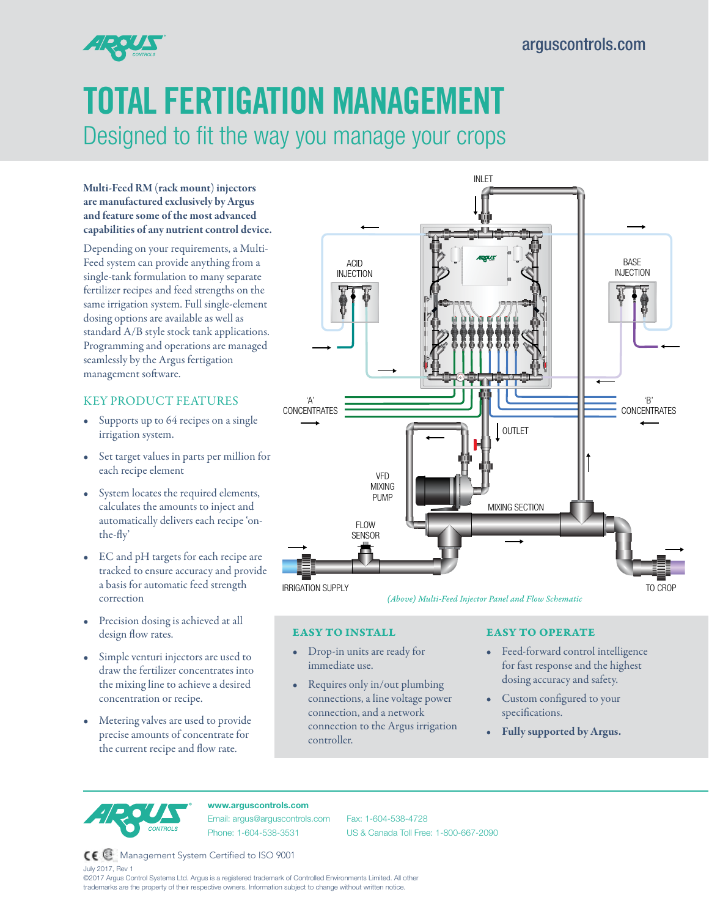arguscontrols.com

# TOTAL FERTIGATION MANAGEMENT

## Designed to fit the way you manage your crops

**Multi-Feed RM (rack mount) injectors are manufactured exclusively by Argus and feature some of the most advanced capabilities of any nutrient control device.**

Depending on your requirements, a Multi-Feed system can provide anything from a single-tank formulation to many separate fertilizer recipes and feed strengths on the same irrigation system. Full single-element dosing options are available as well as standard A/B style stock tank applications. Programming and operations are managed seamlessly by the Argus fertigation management software.

### KEY PRODUCT FEATURES

- Supports up to 64 recipes on a single irrigation system.
- Set target values in parts per million for each recipe element
- System locates the required elements, calculates the amounts to inject and automatically delivers each recipe 'on-the-fly'
- EC and pH targets for each recipe are tracked to ensure accuracy and provide a basis for automatic feed strength correction
- Precision dosing is achieved at all design flow rates.
- Simple venturi injectors are used to draw the fertilizer concentrates into the mixing line to achieve a desired concentration or recipe.
- Metering valves are used to provide precise amounts of concentrate for the current recipe and flow rate.

INLET
ACID INJECTION
BASE INJECTION
'A' CONCENTRATES
'B' CONCENTRATES
OUTLET
VFD MIXING PUMP
MIXING SECTION
FLOW SENSOR
IRRIGATION SUPPLY
TO CROP

*(Above) Multi-Feed Injector Panel and Flow Schematic*

### EASY TO INSTALL

- Drop-in units are ready for immediate use.
- Requires only in/out plumbing connections, a line voltage power connection, and a network connection to the Argus irrigation controller.

### EASY TO OPERATE

- Feed-forward control intelligence for fast response and the highest dosing accuracy and safety.
- Custom configured to your specifications.
- **Fully supported by Argus.**

**www.arguscontrols.com**
Email: argus@arguscontrols.com
Phone: 1-604-538-3531
Fax: 1-604-538-4728
US & Canada Toll Free: 1-800-667-2090

Management System Certified to ISO 9001

July 2017, Rev 1
©2017 Argus Control Systems Ltd. Argus is a registered trademark of Controlled Environments Limited. All other trademarks are the property of their respective owners. Information subject to change without written notice.